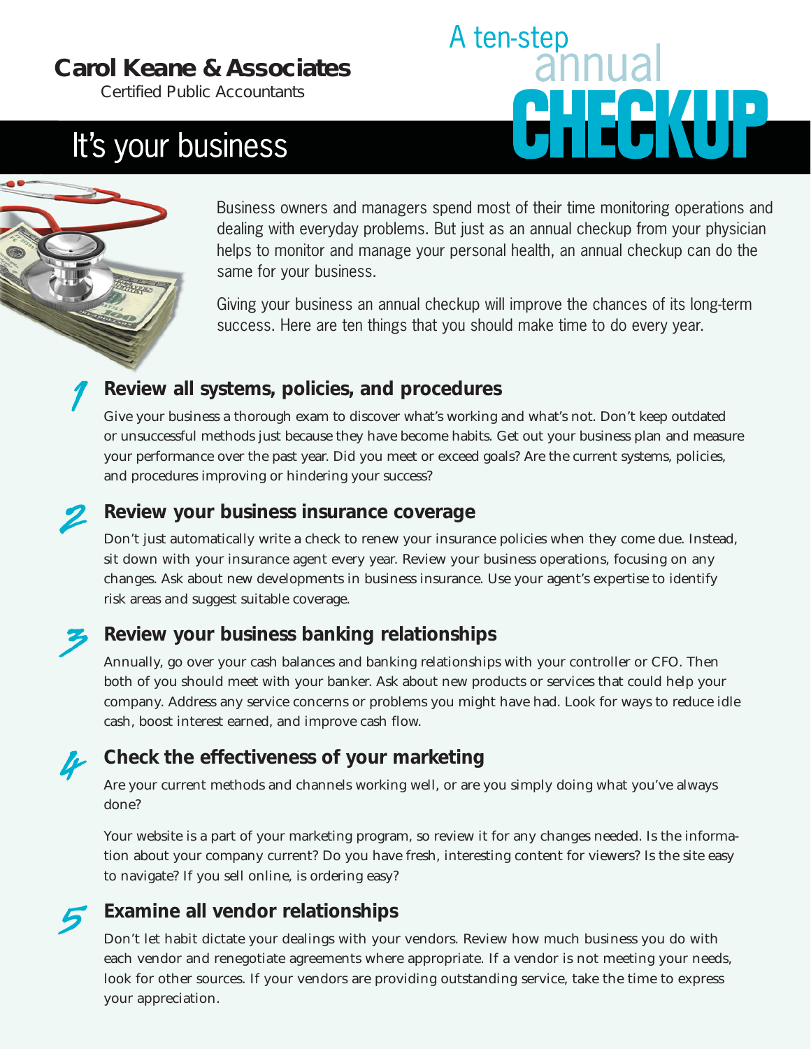**Carol Keane & Associates**
Certified Public Accountants

# It's your business

# A ten-step annual CHECKUP

Business owners and managers spend most of their time monitoring operations and dealing with everyday problems. But just as an annual checkup from your physician helps to monitor and manage your personal health, an annual checkup can do the same for your business.

Giving your business an annual checkup will improve the chances of its long-term success. Here are ten things that you should make time to do every year.

## 1 Review all systems, policies, and procedures

Give your business a thorough exam to discover what's working and what's not. Don't keep outdated or unsuccessful methods just because they have become habits. Get out your business plan and measure your performance over the past year. Did you meet or exceed goals? Are the current systems, policies, and procedures improving or hindering your success?

## 2 Review your business insurance coverage

Don't just automatically write a check to renew your insurance policies when they come due. Instead, sit down with your insurance agent every year. Review your business operations, focusing on any changes. Ask about new developments in business insurance. Use your agent's expertise to identify risk areas and suggest suitable coverage.

## 3 Review your business banking relationships

Annually, go over your cash balances and banking relationships with your controller or CFO. Then both of you should meet with your banker. Ask about new products or services that could help your company. Address any service concerns or problems you might have had. Look for ways to reduce idle cash, boost interest earned, and improve cash flow.

## 4 Check the effectiveness of your marketing

Are your current methods and channels working well, or are you simply doing what you've always done?

Your website is a part of your marketing program, so review it for any changes needed. Is the information about your company current? Do you have fresh, interesting content for viewers? Is the site easy to navigate? If you sell online, is ordering easy?

## 5 Examine all vendor relationships

Don't let habit dictate your dealings with your vendors. Review how much business you do with each vendor and renegotiate agreements where appropriate. If a vendor is not meeting your needs, look for other sources. If your vendors are providing outstanding service, take the time to express your appreciation.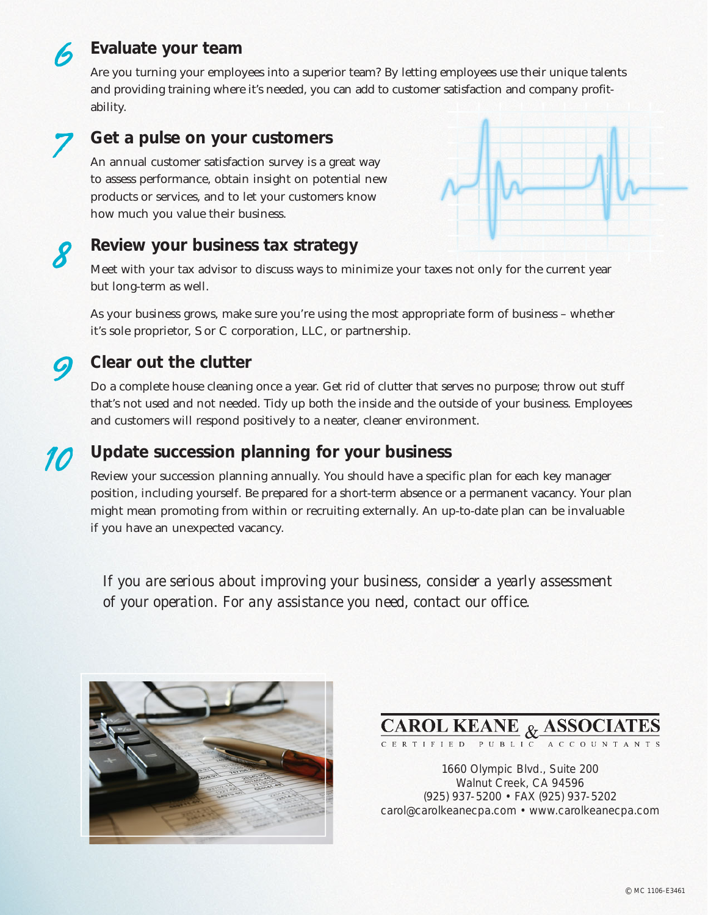## 6 Evaluate your team

Are you turning your employees into a superior team? By letting employees use their unique talents and providing training where it's needed, you can add to customer satisfaction and company profitability.

## 7 Get a pulse on your customers

An annual customer satisfaction survey is a great way to assess performance, obtain insight on potential new products or services, and to let your customers know how much you value their business.

## 8 Review your business tax strategy

Meet with your tax advisor to discuss ways to minimize your taxes not only for the current year but long-term as well.

As your business grows, make sure you're using the most appropriate form of business – whether it's sole proprietor, S or C corporation, LLC, or partnership.

## 9 Clear out the clutter

Do a complete house cleaning once a year. Get rid of clutter that serves no purpose; throw out stuff that's not used and not needed. Tidy up both the inside and the outside of your business. Employees and customers will respond positively to a neater, cleaner environment.

## 10 Update succession planning for your business

Review your succession planning annually. You should have a specific plan for each key manager position, including yourself. Be prepared for a short-term absence or a permanent vacancy. Your plan might mean promoting from within or recruiting externally. An up-to-date plan can be invaluable if you have an unexpected vacancy.

*If you are serious about improving your business, consider a yearly assessment of your operation. For any assistance you need, contact our office.*

**CAROL KEANE & ASSOCIATES**
CERTIFIED PUBLIC ACCOUNTANTS

1660 Olympic Blvd., Suite 200
Walnut Creek, CA 94596
(925) 937-5200 • FAX (925) 937-5202
carol@carolkeanecpa.com • www.carolkeanecpa.com

© MC 1106-E3461